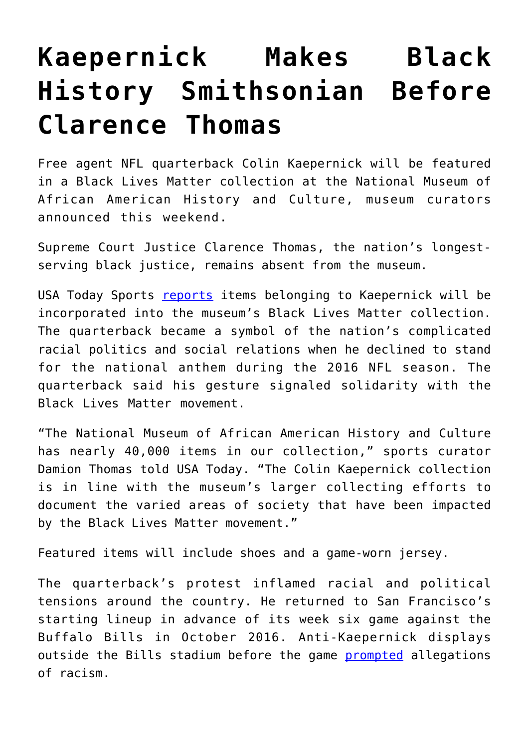# Kaepernick Makes Black History Smithsonian Before Clarence Thomas

Free agent NFL quarterback Colin Kaepernick will be featured in a Black Lives Matter collection at the National Museum of African American History and Culture, museum curators announced this weekend.

Supreme Court Justice Clarence Thomas, the nation's longest-serving black justice, remains absent from the museum.

USA Today Sports [reports](reports) items belonging to Kaepernick will be incorporated into the museum's Black Lives Matter collection. The quarterback became a symbol of the nation's complicated racial politics and social relations when he declined to stand for the national anthem during the 2016 NFL season. The quarterback said his gesture signaled solidarity with the Black Lives Matter movement.

"The National Museum of African American History and Culture has nearly 40,000 items in our collection," sports curator Damion Thomas told USA Today. "The Colin Kaepernick collection is in line with the museum's larger collecting efforts to document the varied areas of society that have been impacted by the Black Lives Matter movement."

Featured items will include shoes and a game-worn jersey.

The quarterback's protest inflamed racial and political tensions around the country. He returned to San Francisco's starting lineup in advance of its week six game against the Buffalo Bills in October 2016. Anti-Kaepernick displays outside the Bills stadium before the game [prompted](prompted) allegations of racism.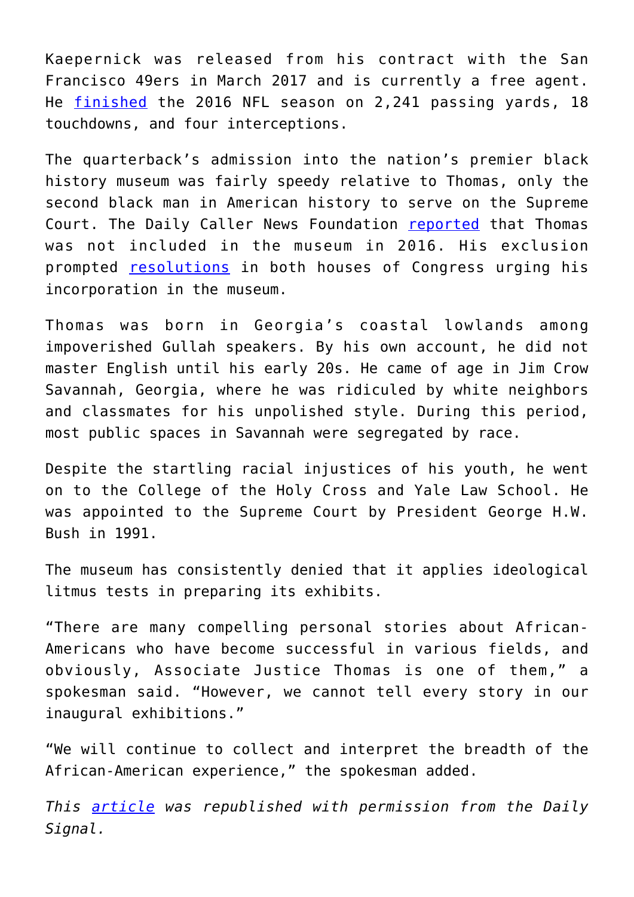Kaepernick was released from his contract with the San Francisco 49ers in March 2017 and is currently a free agent. He finished the 2016 NFL season on 2,241 passing yards, 18 touchdowns, and four interceptions.

The quarterback's admission into the nation's premier black history museum was fairly speedy relative to Thomas, only the second black man in American history to serve on the Supreme Court. The Daily Caller News Foundation reported that Thomas was not included in the museum in 2016. His exclusion prompted resolutions in both houses of Congress urging his incorporation in the museum.

Thomas was born in Georgia's coastal lowlands among impoverished Gullah speakers. By his own account, he did not master English until his early 20s. He came of age in Jim Crow Savannah, Georgia, where he was ridiculed by white neighbors and classmates for his unpolished style. During this period, most public spaces in Savannah were segregated by race.

Despite the startling racial injustices of his youth, he went on to the College of the Holy Cross and Yale Law School. He was appointed to the Supreme Court by President George H.W. Bush in 1991.

The museum has consistently denied that it applies ideological litmus tests in preparing its exhibits.

"There are many compelling personal stories about African-Americans who have become successful in various fields, and obviously, Associate Justice Thomas is one of them," a spokesman said. "However, we cannot tell every story in our inaugural exhibitions."

"We will continue to collect and interpret the breadth of the African-American experience," the spokesman added.

*This article was republished with permission from the Daily Signal.*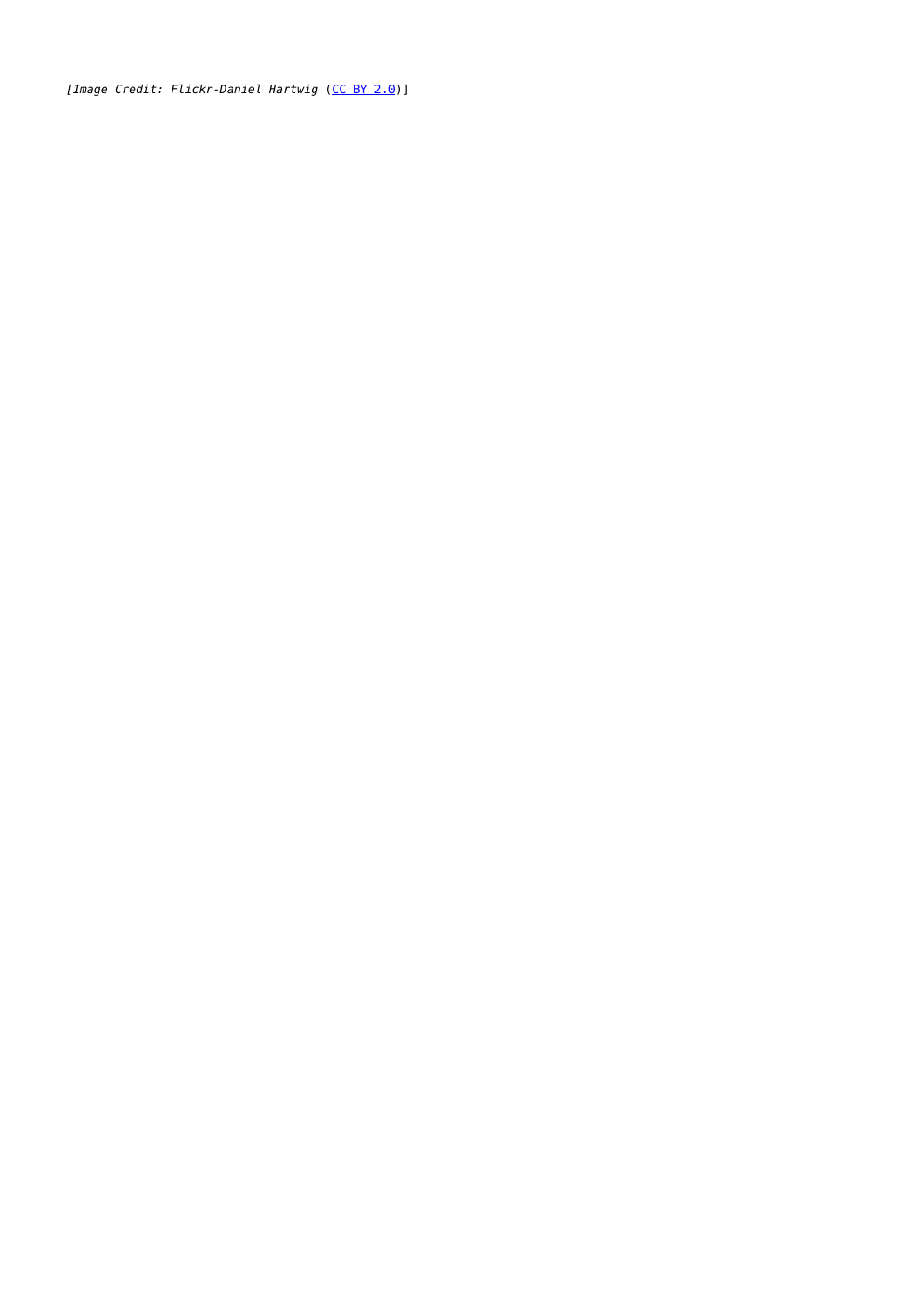*[Image Credit: Flickr-Daniel Hartwig ([CC BY 2.0](CC BY 2.0))]*